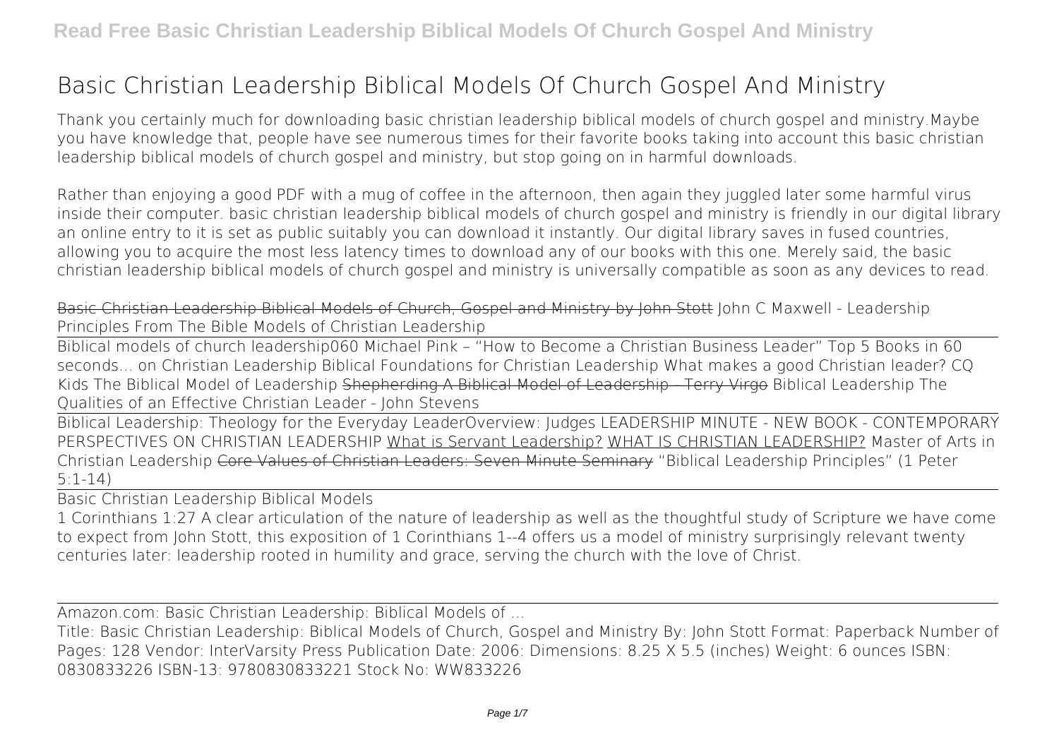# Basic Christian Leadership Biblical Models Of Church Gospel And Ministry

Thank you certainly much for downloading basic christian leadership biblical models of church gospel and ministry.Maybe you have knowledge that, people have see numerous times for their favorite books taking into account this basic christian leadership biblical models of church gospel and ministry, but stop going on in harmful downloads.

Rather than enjoying a good PDF with a mug of coffee in the afternoon, then again they juggled later some harmful virus inside their computer. basic christian leadership biblical models of church gospel and ministry is friendly in our digital library an online entry to it is set as public suitably you can download it instantly. Our digital library saves in fused countries, allowing you to acquire the most less latency times to download any of our books with this one. Merely said, the basic christian leadership biblical models of church gospel and ministry is universally compatible as soon as any devices to read.

Basic Christian Leadership Biblical Models of Church, Gospel and Ministry by John Stott John C Maxwell - Leadership Principles From The Bible Models of Christian Leadership

Biblical models of church leadership060 Michael Pink – "How to Become a Christian Business Leader" Top 5 Books in 60 seconds... on Christian Leadership Biblical Foundations for Christian Leadership What makes a good Christian leader? CQ Kids The Biblical Model of Leadership Shepherding A Biblical Model of Leadership - Terry Virgo Biblical Leadership The Qualities of an Effective Christian Leader - John Stevens

Biblical Leadership: Theology for the Everyday LeaderOverview: Judges LEADERSHIP MINUTE - NEW BOOK - CONTEMPORARY PERSPECTIVES ON CHRISTIAN LEADERSHIP What is Servant Leadership? WHAT IS CHRISTIAN LEADERSHIP? Master of Arts in Christian Leadership Core Values of Christian Leaders: Seven Minute Seminary "Biblical Leadership Principles" (1 Peter 5:1-14)

Basic Christian Leadership Biblical Models

1 Corinthians 1:27 A clear articulation of the nature of leadership as well as the thoughtful study of Scripture we have come to expect from John Stott, this exposition of 1 Corinthians 1--4 offers us a model of ministry surprisingly relevant twenty centuries later: leadership rooted in humility and grace, serving the church with the love of Christ.

Amazon.com: Basic Christian Leadership: Biblical Models of ...

Title: Basic Christian Leadership: Biblical Models of Church, Gospel and Ministry By: John Stott Format: Paperback Number of Pages: 128 Vendor: InterVarsity Press Publication Date: 2006: Dimensions: 8.25 X 5.5 (inches) Weight: 6 ounces ISBN: 0830833226 ISBN-13: 9780830833221 Stock No: WW833226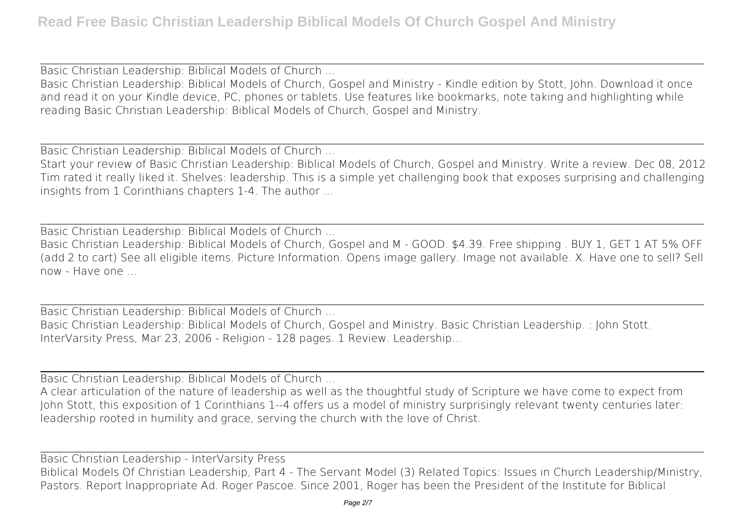Basic Christian Leadership: Biblical Models of Church ...

Basic Christian Leadership: Biblical Models of Church, Gospel and Ministry - Kindle edition by Stott, John. Download it once and read it on your Kindle device, PC, phones or tablets. Use features like bookmarks, note taking and highlighting while reading Basic Christian Leadership: Biblical Models of Church, Gospel and Ministry.

Basic Christian Leadership: Biblical Models of Church ...

Start your review of Basic Christian Leadership: Biblical Models of Church, Gospel and Ministry. Write a review. Dec 08, 2012 Tim rated it really liked it. Shelves: leadership. This is a simple yet challenging book that exposes surprising and challenging insights from 1 Corinthians chapters 1-4. The author ...

Basic Christian Leadership: Biblical Models of Church ...

Basic Christian Leadership: Biblical Models of Church, Gospel and M - GOOD. $4.39. Free shipping . BUY 1, GET 1 AT 5% OFF (add 2 to cart) See all eligible items. Picture Information. Opens image gallery. Image not available. X. Have one to sell? Sell now - Have one ...

Basic Christian Leadership: Biblical Models of Church ...

Basic Christian Leadership: Biblical Models of Church, Gospel and Ministry. Basic Christian Leadership. : John Stott. InterVarsity Press, Mar 23, 2006 - Religion - 128 pages. 1 Review. Leadership...

Basic Christian Leadership: Biblical Models of Church ...

A clear articulation of the nature of leadership as well as the thoughtful study of Scripture we have come to expect from John Stott, this exposition of 1 Corinthians 1--4 offers us a model of ministry surprisingly relevant twenty centuries later: leadership rooted in humility and grace, serving the church with the love of Christ.

Basic Christian Leadership - InterVarsity Press

Biblical Models Of Christian Leadership, Part 4 - The Servant Model (3) Related Topics: Issues in Church Leadership/Ministry, Pastors. Report Inappropriate Ad. Roger Pascoe. Since 2001, Roger has been the President of the Institute for Biblical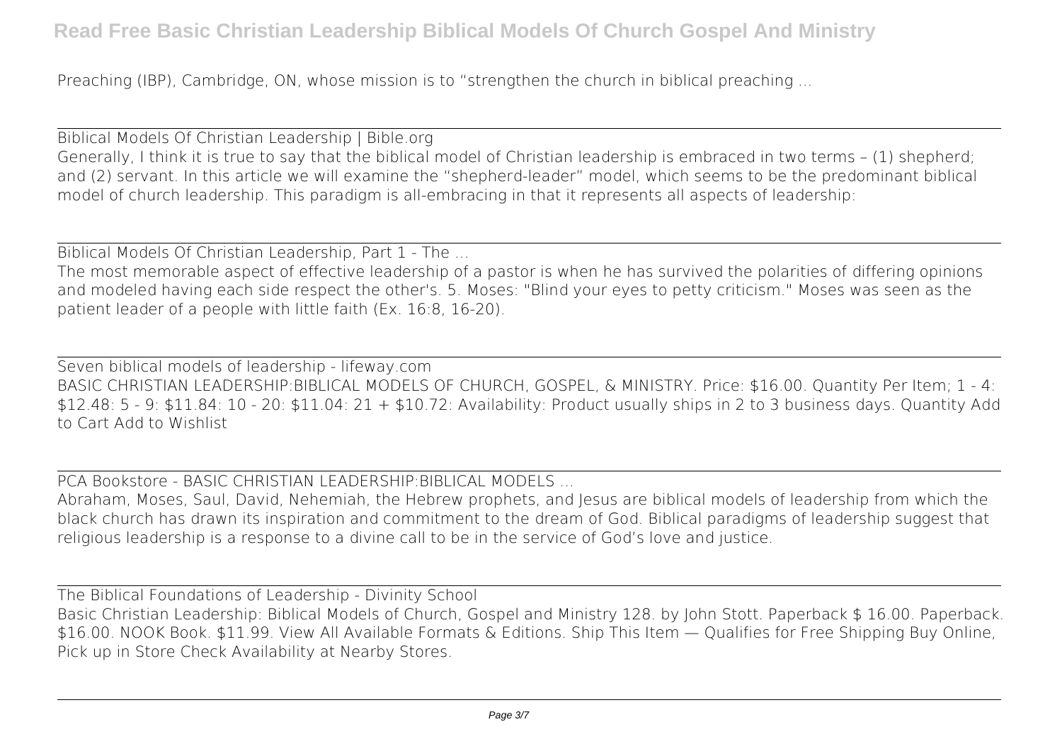Preaching (IBP), Cambridge, ON, whose mission is to "strengthen the church in biblical preaching ...

Biblical Models Of Christian Leadership | Bible.org

Generally, I think it is true to say that the biblical model of Christian leadership is embraced in two terms – (1) shepherd; and (2) servant. In this article we will examine the "shepherd-leader" model, which seems to be the predominant biblical model of church leadership. This paradigm is all-embracing in that it represents all aspects of leadership:

Biblical Models Of Christian Leadership, Part 1 - The ...

The most memorable aspect of effective leadership of a pastor is when he has survived the polarities of differing opinions and modeled having each side respect the other's. 5. Moses: "Blind your eyes to petty criticism." Moses was seen as the patient leader of a people with little faith (Ex. 16:8, 16-20).

Seven biblical models of leadership - lifeway.com

BASIC CHRISTIAN LEADERSHIP:BIBLICAL MODELS OF CHURCH, GOSPEL, & MINISTRY. Price: $16.00. Quantity Per Item; 1 - 4: $12.48: 5 - 9: $11.84: 10 - 20: $11.04: 21 + $10.72: Availability: Product usually ships in 2 to 3 business days. Quantity Add to Cart Add to Wishlist

PCA Bookstore - BASIC CHRISTIAN LEADERSHIP:BIBLICAL MODELS ...

Abraham, Moses, Saul, David, Nehemiah, the Hebrew prophets, and Jesus are biblical models of leadership from which the black church has drawn its inspiration and commitment to the dream of God. Biblical paradigms of leadership suggest that religious leadership is a response to a divine call to be in the service of God's love and justice.

The Biblical Foundations of Leadership - Divinity School

Basic Christian Leadership: Biblical Models of Church, Gospel and Ministry 128. by John Stott. Paperback $ 16.00. Paperback. $16.00. NOOK Book. $11.99. View All Available Formats & Editions. Ship This Item — Qualifies for Free Shipping Buy Online, Pick up in Store Check Availability at Nearby Stores.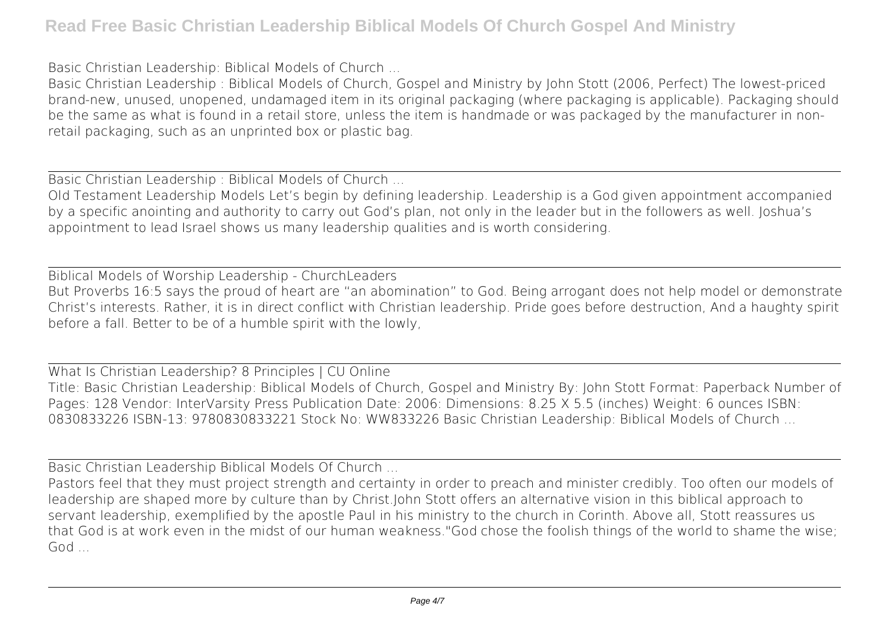Basic Christian Leadership: Biblical Models of Church ...

Basic Christian Leadership : Biblical Models of Church, Gospel and Ministry by John Stott (2006, Perfect) The lowest-priced brand-new, unused, unopened, undamaged item in its original packaging (where packaging is applicable). Packaging should be the same as what is found in a retail store, unless the item is handmade or was packaged by the manufacturer in non-retail packaging, such as an unprinted box or plastic bag.

Basic Christian Leadership : Biblical Models of Church ...

Old Testament Leadership Models Let's begin by defining leadership. Leadership is a God given appointment accompanied by a specific anointing and authority to carry out God's plan, not only in the leader but in the followers as well. Joshua's appointment to lead Israel shows us many leadership qualities and is worth considering.

Biblical Models of Worship Leadership - ChurchLeaders

But Proverbs 16:5 says the proud of heart are "an abomination" to God. Being arrogant does not help model or demonstrate Christ's interests. Rather, it is in direct conflict with Christian leadership. Pride goes before destruction, And a haughty spirit before a fall. Better to be of a humble spirit with the lowly,

What Is Christian Leadership? 8 Principles | CU Online

Title: Basic Christian Leadership: Biblical Models of Church, Gospel and Ministry By: John Stott Format: Paperback Number of Pages: 128 Vendor: InterVarsity Press Publication Date: 2006: Dimensions: 8.25 X 5.5 (inches) Weight: 6 ounces ISBN: 0830833226 ISBN-13: 9780830833221 Stock No: WW833226 Basic Christian Leadership: Biblical Models of Church ...

Basic Christian Leadership Biblical Models Of Church ...

Pastors feel that they must project strength and certainty in order to preach and minister credibly. Too often our models of leadership are shaped more by culture than by Christ.John Stott offers an alternative vision in this biblical approach to servant leadership, exemplified by the apostle Paul in his ministry to the church in Corinth. Above all, Stott reassures us that God is at work even in the midst of our human weakness."God chose the foolish things of the world to shame the wise; God ...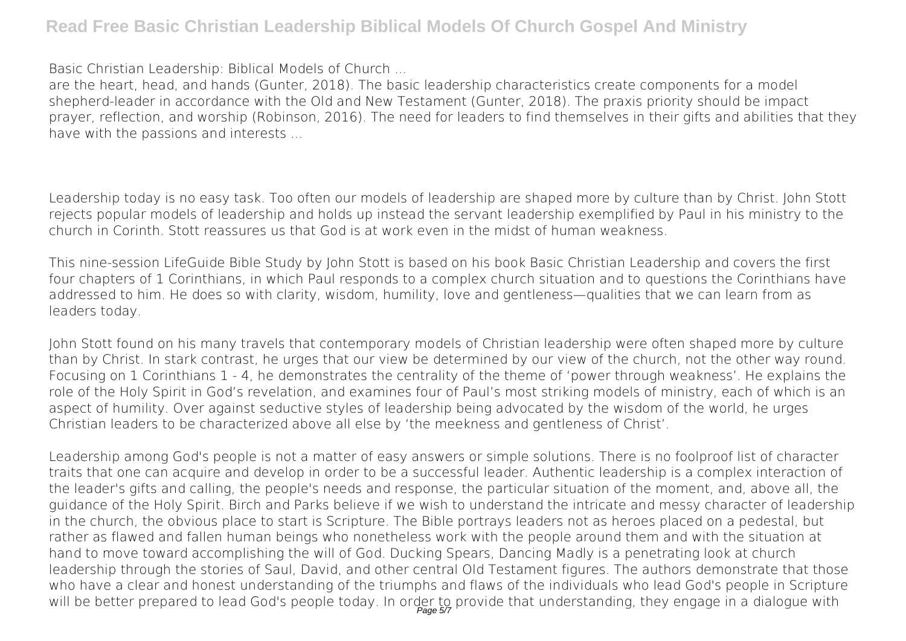Basic Christian Leadership: Biblical Models of Church ...

are the heart, head, and hands (Gunter, 2018). The basic leadership characteristics create components for a model shepherd-leader in accordance with the Old and New Testament (Gunter, 2018). The praxis priority should be impact prayer, reflection, and worship (Robinson, 2016). The need for leaders to find themselves in their gifts and abilities that they have with the passions and interests ...

Leadership today is no easy task. Too often our models of leadership are shaped more by culture than by Christ. John Stott rejects popular models of leadership and holds up instead the servant leadership exemplified by Paul in his ministry to the church in Corinth. Stott reassures us that God is at work even in the midst of human weakness.

This nine-session LifeGuide Bible Study by John Stott is based on his book Basic Christian Leadership and covers the first four chapters of 1 Corinthians, in which Paul responds to a complex church situation and to questions the Corinthians have addressed to him. He does so with clarity, wisdom, humility, love and gentleness—qualities that we can learn from as leaders today.

John Stott found on his many travels that contemporary models of Christian leadership were often shaped more by culture than by Christ. In stark contrast, he urges that our view be determined by our view of the church, not the other way round. Focusing on 1 Corinthians 1 - 4, he demonstrates the centrality of the theme of 'power through weakness'. He explains the role of the Holy Spirit in God's revelation, and examines four of Paul's most striking models of ministry, each of which is an aspect of humility. Over against seductive styles of leadership being advocated by the wisdom of the world, he urges Christian leaders to be characterized above all else by 'the meekness and gentleness of Christ'.

Leadership among God's people is not a matter of easy answers or simple solutions. There is no foolproof list of character traits that one can acquire and develop in order to be a successful leader. Authentic leadership is a complex interaction of the leader's gifts and calling, the people's needs and response, the particular situation of the moment, and, above all, the guidance of the Holy Spirit. Birch and Parks believe if we wish to understand the intricate and messy character of leadership in the church, the obvious place to start is Scripture. The Bible portrays leaders not as heroes placed on a pedestal, but rather as flawed and fallen human beings who nonetheless work with the people around them and with the situation at hand to move toward accomplishing the will of God. Ducking Spears, Dancing Madly is a penetrating look at church leadership through the stories of Saul, David, and other central Old Testament figures. The authors demonstrate that those who have a clear and honest understanding of the triumphs and flaws of the individuals who lead God's people in Scripture will be better prepared to lead God's people today. In order to provide that understanding, they engage in a dialogue with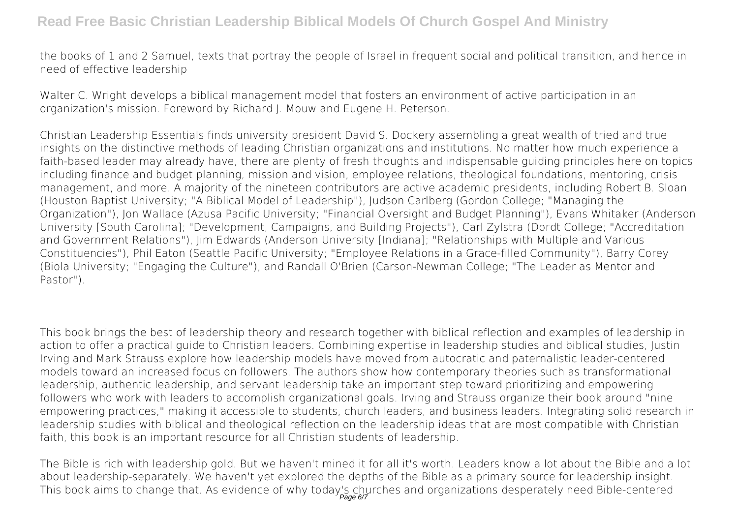the books of 1 and 2 Samuel, texts that portray the people of Israel in frequent social and political transition, and hence in need of effective leadership

Walter C. Wright develops a biblical management model that fosters an environment of active participation in an organization's mission. Foreword by Richard J. Mouw and Eugene H. Peterson.

Christian Leadership Essentials finds university president David S. Dockery assembling a great wealth of tried and true insights on the distinctive methods of leading Christian organizations and institutions. No matter how much experience a faith-based leader may already have, there are plenty of fresh thoughts and indispensable guiding principles here on topics including finance and budget planning, mission and vision, employee relations, theological foundations, mentoring, crisis management, and more. A majority of the nineteen contributors are active academic presidents, including Robert B. Sloan (Houston Baptist University; "A Biblical Model of Leadership"), Judson Carlberg (Gordon College; "Managing the Organization"), Jon Wallace (Azusa Pacific University; "Financial Oversight and Budget Planning"), Evans Whitaker (Anderson University [South Carolina]; "Development, Campaigns, and Building Projects"), Carl Zylstra (Dordt College; "Accreditation and Government Relations"), Jim Edwards (Anderson University [Indiana]; "Relationships with Multiple and Various Constituencies"), Phil Eaton (Seattle Pacific University; "Employee Relations in a Grace-filled Community"), Barry Corey (Biola University; "Engaging the Culture"), and Randall O'Brien (Carson-Newman College; "The Leader as Mentor and Pastor").

This book brings the best of leadership theory and research together with biblical reflection and examples of leadership in action to offer a practical guide to Christian leaders. Combining expertise in leadership studies and biblical studies, Justin Irving and Mark Strauss explore how leadership models have moved from autocratic and paternalistic leader-centered models toward an increased focus on followers. The authors show how contemporary theories such as transformational leadership, authentic leadership, and servant leadership take an important step toward prioritizing and empowering followers who work with leaders to accomplish organizational goals. Irving and Strauss organize their book around "nine empowering practices," making it accessible to students, church leaders, and business leaders. Integrating solid research in leadership studies with biblical and theological reflection on the leadership ideas that are most compatible with Christian faith, this book is an important resource for all Christian students of leadership.

The Bible is rich with leadership gold. But we haven't mined it for all it's worth. Leaders know a lot about the Bible and a lot about leadership-separately. We haven't yet explored the depths of the Bible as a primary source for leadership insight. This book aims to change that. As evidence of why today's churches and organizations desperately need Bible-centered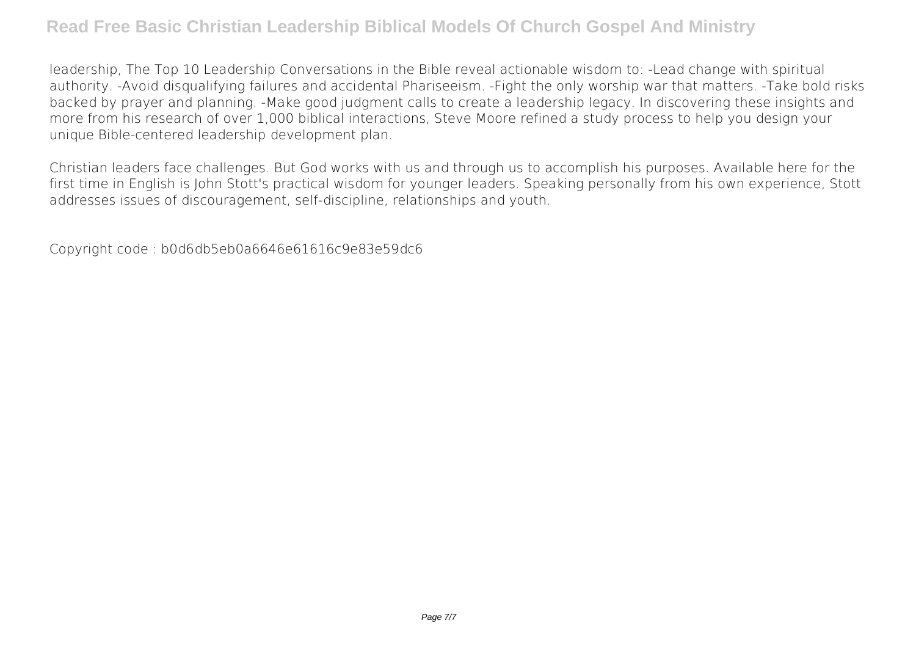leadership, The Top 10 Leadership Conversations in the Bible reveal actionable wisdom to: -Lead change with spiritual authority. -Avoid disqualifying failures and accidental Phariseeism. -Fight the only worship war that matters. -Take bold risks backed by prayer and planning. -Make good judgment calls to create a leadership legacy. In discovering these insights and more from his research of over 1,000 biblical interactions, Steve Moore refined a study process to help you design your unique Bible-centered leadership development plan.

Christian leaders face challenges. But God works with us and through us to accomplish his purposes. Available here for the first time in English is John Stott's practical wisdom for younger leaders. Speaking personally from his own experience, Stott addresses issues of discouragement, self-discipline, relationships and youth.

Copyright code : b0d6db5eb0a6646e61616c9e83e59dc6